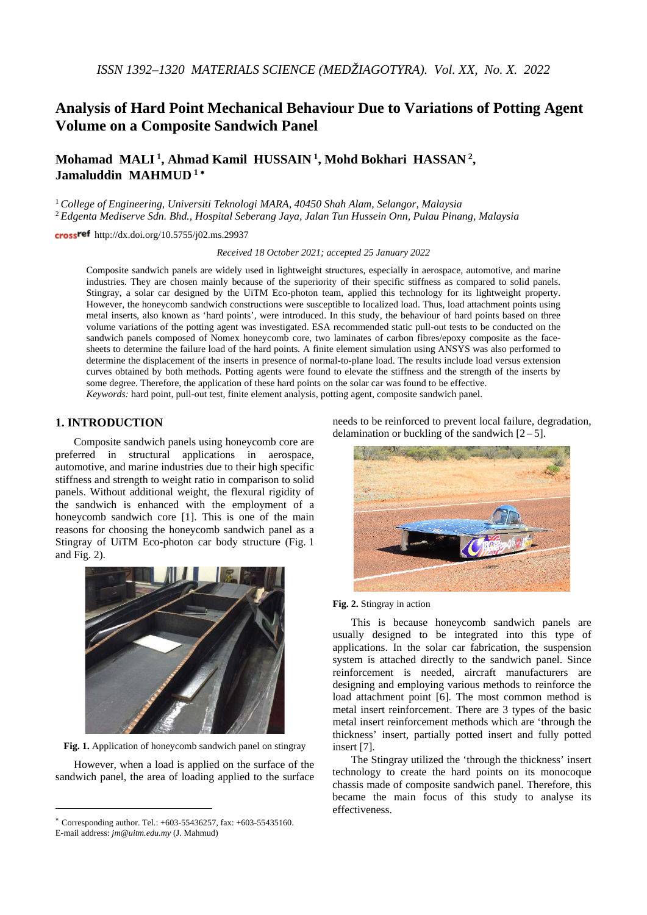# Analysis of Hard Point Mechanical Behaviour Due to Variations of Potting Agent Volume on a Composite Sandwich Panel

**Mohamad MALI [1], Ahmad Kamil HUSSAIN [1], Mohd Bokhari HASSAN [2], Jamaluddin MAHMUD [1]***

[1] *College of Engineering, Universiti Teknologi MARA, 40450 Shah Alam, Selangor, Malaysia*
[2] *Edgenta Mediserve Sdn. Bhd., Hospital Seberang Jaya, Jalan Tun Hussein Onn, Pulau Pinang, Malaysia*

http://dx.doi.org/10.5755/j02.ms.29937

*Received 18 October 2021; accepted 25 January 2022*

Composite sandwich panels are widely used in lightweight structures, especially in aerospace, automotive, and marine industries. They are chosen mainly because of the superiority of their specific stiffness as compared to solid panels. Stingray, a solar car designed by the UiTM Eco-photon team, applied this technology for its lightweight property. However, the honeycomb sandwich constructions were susceptible to localized load. Thus, load attachment points using metal inserts, also known as 'hard points', were introduced. In this study, the behaviour of hard points based on three volume variations of the potting agent was investigated. ESA recommended static pull-out tests to be conducted on the sandwich panels composed of Nomex honeycomb core, two laminates of carbon fibres/epoxy composite as the face-sheets to determine the failure load of the hard points. A finite element simulation using ANSYS was also performed to determine the displacement of the inserts in presence of normal-to-plane load. The results include load versus extension curves obtained by both methods. Potting agents were found to elevate the stiffness and the strength of the inserts by some degree. Therefore, the application of these hard points on the solar car was found to be effective.

*Keywords:* hard point, pull-out test, finite element analysis, potting agent, composite sandwich panel.

## 1. INTRODUCTION

Composite sandwich panels using honeycomb core are preferred in structural applications in aerospace, automotive, and marine industries due to their high specific stiffness and strength to weight ratio in comparison to solid panels. Without additional weight, the flexural rigidity of the sandwich is enhanced with the employment of a honeycomb sandwich core [1]. This is one of the main reasons for choosing the honeycomb sandwich panel as a Stingray of UiTM Eco-photon car body structure (Fig. 1 and Fig. 2).

**Fig. 1.** Application of honeycomb sandwich panel on stingray

However, when a load is applied on the surface of the sandwich panel, the area of loading applied to the surface needs to be reinforced to prevent local failure, degradation, delamination or buckling of the sandwich [2–5].

**Fig. 2.** Stingray in action

This is because honeycomb sandwich panels are usually designed to be integrated into this type of applications. In the solar car fabrication, the suspension system is attached directly to the sandwich panel. Since reinforcement is needed, aircraft manufacturers are designing and employing various methods to reinforce the load attachment point [6]. The most common method is metal insert reinforcement. There are 3 types of the basic metal insert reinforcement methods which are 'through the thickness' insert, partially potted insert and fully potted insert [7].

The Stingray utilized the 'through the thickness' insert technology to create the hard points on its monocoque chassis made of composite sandwich panel. Therefore, this became the main focus of this study to analyse its effectiveness.

* Corresponding author. Tel.: +603-55436257, fax: +603-55435160.
E-mail address: *jm@uitm.edu.my* (J. Mahmud)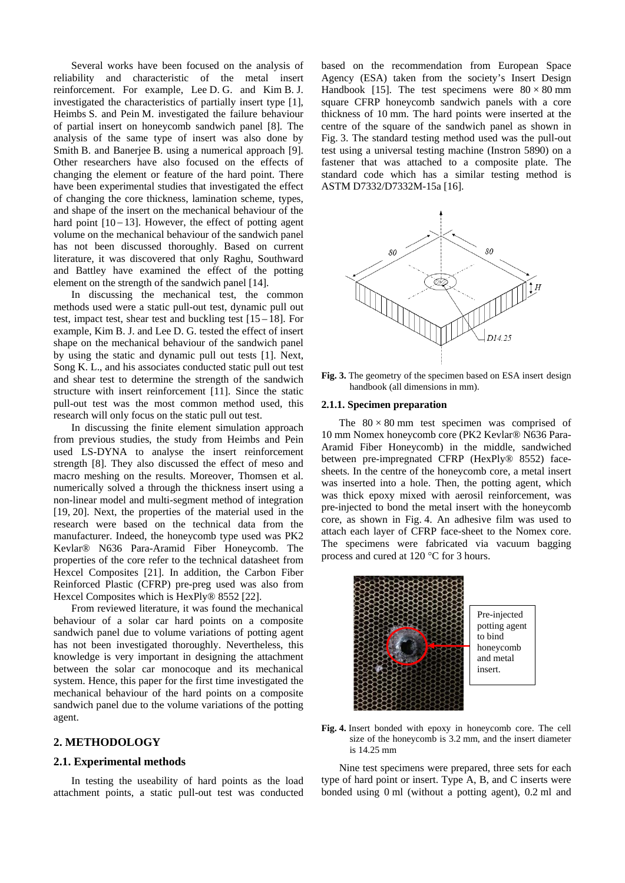Several works have been focused on the analysis of reliability and characteristic of the metal insert reinforcement. For example, Lee D. G. and Kim B. J. investigated the characteristics of partially insert type [1], Heimbs S. and Pein M. investigated the failure behaviour of partial insert on honeycomb sandwich panel [8]. The analysis of the same type of insert was also done by Smith B. and Banerjee B. using a numerical approach [9]. Other researchers have also focused on the effects of changing the element or feature of the hard point. There have been experimental studies that investigated the effect of changing the core thickness, lamination scheme, types, and shape of the insert on the mechanical behaviour of the hard point [10 – 13]. However, the effect of potting agent volume on the mechanical behaviour of the sandwich panel has not been discussed thoroughly. Based on current literature, it was discovered that only Raghu, Southward and Battley have examined the effect of the potting element on the strength of the sandwich panel [14].

In discussing the mechanical test, the common methods used were a static pull-out test, dynamic pull out test, impact test, shear test and buckling test [15 – 18]. For example, Kim B. J. and Lee D. G. tested the effect of insert shape on the mechanical behaviour of the sandwich panel by using the static and dynamic pull out tests [1]. Next, Song K. L., and his associates conducted static pull out test and shear test to determine the strength of the sandwich structure with insert reinforcement [11]. Since the static pull-out test was the most common method used, this research will only focus on the static pull out test.

In discussing the finite element simulation approach from previous studies, the study from Heimbs and Pein used LS-DYNA to analyse the insert reinforcement strength [8]. They also discussed the effect of meso and macro meshing on the results. Moreover, Thomsen et al. numerically solved a through the thickness insert using a non-linear model and multi-segment method of integration [19, 20]. Next, the properties of the material used in the research were based on the technical data from the manufacturer. Indeed, the honeycomb type used was PK2 Kevlar® N636 Para-Aramid Fiber Honeycomb. The properties of the core refer to the technical datasheet from Hexcel Composites [21]. In addition, the Carbon Fiber Reinforced Plastic (CFRP) pre-preg used was also from Hexcel Composites which is HexPly® 8552 [22].

From reviewed literature, it was found the mechanical behaviour of a solar car hard points on a composite sandwich panel due to volume variations of potting agent has not been investigated thoroughly. Nevertheless, this knowledge is very important in designing the attachment between the solar car monocoque and its mechanical system. Hence, this paper for the first time investigated the mechanical behaviour of the hard points on a composite sandwich panel due to the volume variations of the potting agent.

## 2. METHODOLOGY

### 2.1. Experimental methods

In testing the useability of hard points as the load attachment points, a static pull-out test was conducted based on the recommendation from European Space Agency (ESA) taken from the society's Insert Design Handbook [15]. The test specimens were $80 \times 80$ mm square CFRP honeycomb sandwich panels with a core thickness of 10 mm. The hard points were inserted at the centre of the square of the sandwich panel as shown in Fig. 3. The standard testing method used was the pull-out test using a universal testing machine (Instron 5890) on a fastener that was attached to a composite plate. The standard code which has a similar testing method is ASTM D7332/D7332M-15a [16].

**Fig. 3.** The geometry of the specimen based on ESA insert design handbook (all dimensions in mm).

#### 2.1.1. Specimen preparation

The $80 \times 80$ mm test specimen was comprised of 10 mm Nomex honeycomb core (PK2 Kevlar® N636 Para-Aramid Fiber Honeycomb) in the middle, sandwiched between pre-impregnated CFRP (HexPly® 8552) face-sheets. In the centre of the honeycomb core, a metal insert was inserted into a hole. Then, the potting agent, which was thick epoxy mixed with aerosil reinforcement, was pre-injected to bond the metal insert with the honeycomb core, as shown in Fig. 4. An adhesive film was used to attach each layer of CFRP face-sheet to the Nomex core. The specimens were fabricated via vacuum bagging process and cured at 120 °C for 3 hours.

Pre-injected potting agent to bind honeycomb and metal insert.

**Fig. 4.** Insert bonded with epoxy in honeycomb core. The cell size of the honeycomb is 3.2 mm, and the insert diameter is 14.25 mm

Nine test specimens were prepared, three sets for each type of hard point or insert. Type A, B, and C inserts were bonded using 0 ml (without a potting agent), 0.2 ml and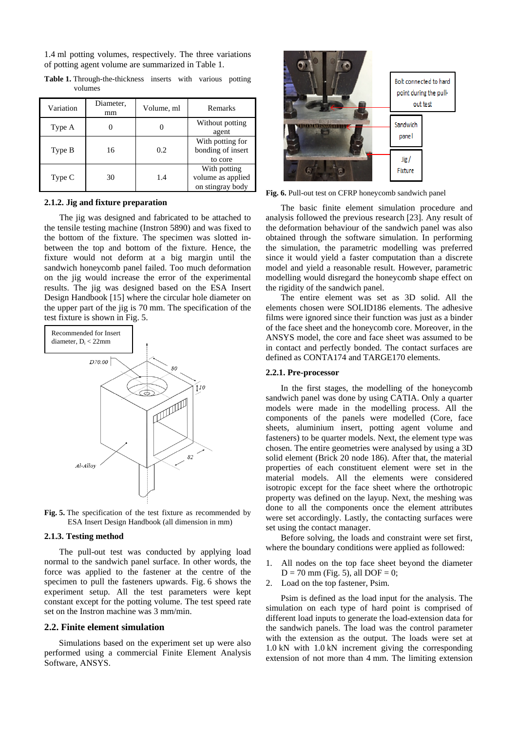1.4 ml potting volumes, respectively. The three variations of potting agent volume are summarized in Table 1.

**Table 1.** Through-the-thickness inserts with various potting volumes

| Variation | Diameter, mm | Volume, ml | Remarks |
|---|---|---|---|
| Type A | 0 | 0 | Without potting agent |
| Type B | 16 | 0.2 | With potting for bonding of insert to core |
| Type C | 30 | 1.4 | With potting volume as applied on stingray body |

### 2.1.2. Jig and fixture preparation

The jig was designed and fabricated to be attached to the tensile testing machine (Instron 5890) and was fixed to the bottom of the fixture. The specimen was slotted in-between the top and bottom of the fixture. Hence, the fixture would not deform at a big margin until the sandwich honeycomb panel failed. Too much deformation on the jig would increase the error of the experimental results. The jig was designed based on the ESA Insert Design Handbook [15] where the circular hole diameter on the upper part of the jig is 70 mm. The specification of the test fixture is shown in Fig. 5.

**Fig. 5.** The specification of the test fixture as recommended by ESA Insert Design Handbook (all dimension in mm)

### 2.1.3. Testing method

The pull-out test was conducted by applying load normal to the sandwich panel surface. In other words, the force was applied to the fastener at the centre of the specimen to pull the fasteners upwards. Fig. 6 shows the experiment setup. All the test parameters were kept constant except for the potting volume. The test speed rate set on the Instron machine was 3 mm/min.

## 2.2. Finite element simulation

Simulations based on the experiment set up were also performed using a commercial Finite Element Analysis Software, ANSYS.

**Fig. 6.** Pull-out test on CFRP honeycomb sandwich panel

The basic finite element simulation procedure and analysis followed the previous research [23]. Any result of the deformation behaviour of the sandwich panel was also obtained through the software simulation. In performing the simulation, the parametric modelling was preferred since it would yield a faster computation than a discrete model and yield a reasonable result. However, parametric modelling would disregard the honeycomb shape effect on the rigidity of the sandwich panel.

The entire element was set as 3D solid. All the elements chosen were SOLID186 elements. The adhesive films were ignored since their function was just as a binder of the face sheet and the honeycomb core. Moreover, in the ANSYS model, the core and face sheet was assumed to be in contact and perfectly bonded. The contact surfaces are defined as CONTA174 and TARGE170 elements.

### 2.2.1. Pre-processor

In the first stages, the modelling of the honeycomb sandwich panel was done by using CATIA. Only a quarter models were made in the modelling process. All the components of the panels were modelled (Core, face sheets, aluminium insert, potting agent volume and fasteners) to be quarter models. Next, the element type was chosen. The entire geometries were analysed by using a 3D solid element (Brick 20 node 186). After that, the material properties of each constituent element were set in the material models. All the elements were considered isotropic except for the face sheet where the orthotropic property was defined on the layup. Next, the meshing was done to all the components once the element attributes were set accordingly. Lastly, the contacting surfaces were set using the contact manager.

Before solving, the loads and constraint were set first, where the boundary conditions were applied as followed:

1. All nodes on the top face sheet beyond the diameter D = 70 mm (Fig. 5), all DOF = 0;
2. Load on the top fastener, Psim.

Psim is defined as the load input for the analysis. The simulation on each type of hard point is comprised of different load inputs to generate the load-extension data for the sandwich panels. The load was the control parameter with the extension as the output. The loads were set at 1.0 kN with 1.0 kN increment giving the corresponding extension of not more than 4 mm. The limiting extension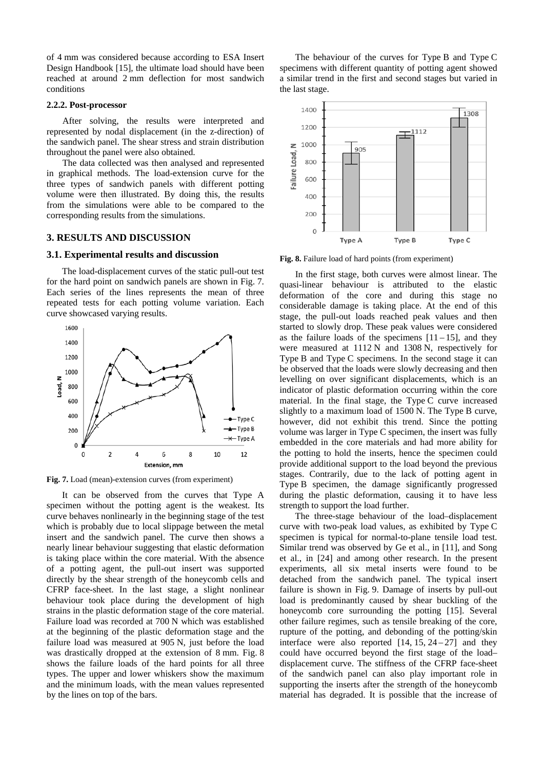of 4 mm was considered because according to ESA Insert Design Handbook [15], the ultimate load should have been reached at around 2 mm deflection for most sandwich conditions

#### 2.2.2. Post-processor

After solving, the results were interpreted and represented by nodal displacement (in the z-direction) of the sandwich panel. The shear stress and strain distribution throughout the panel were also obtained.

The data collected was then analysed and represented in graphical methods. The load-extension curve for the three types of sandwich panels with different potting volume were then illustrated. By doing this, the results from the simulations were able to be compared to the corresponding results from the simulations.

## 3. RESULTS AND DISCUSSION

### 3.1. Experimental results and discussion

The load-displacement curves of the static pull-out test for the hard point on sandwich panels are shown in Fig. 7. Each series of the lines represents the mean of three repeated tests for each potting volume variation. Each curve showcased varying results.

**Fig. 7.** Load (mean)-extension curves (from experiment)

It can be observed from the curves that Type A specimen without the potting agent is the weakest. Its curve behaves nonlinearly in the beginning stage of the test which is probably due to local slippage between the metal insert and the sandwich panel. The curve then shows a nearly linear behaviour suggesting that elastic deformation is taking place within the core material. With the absence of a potting agent, the pull-out insert was supported directly by the shear strength of the honeycomb cells and CFRP face-sheet. In the last stage, a slight nonlinear behaviour took place during the development of high strains in the plastic deformation stage of the core material. Failure load was recorded at 700 N which was established at the beginning of the plastic deformation stage and the failure load was measured at 905 N, just before the load was drastically dropped at the extension of 8 mm. Fig. 8 shows the failure loads of the hard points for all three types. The upper and lower whiskers show the maximum and the minimum loads, with the mean values represented by the lines on top of the bars.

The behaviour of the curves for Type B and Type C specimens with different quantity of potting agent showed a similar trend in the first and second stages but varied in the last stage.

**Fig. 8.** Failure load of hard points (from experiment)

In the first stage, both curves were almost linear. The quasi-linear behaviour is attributed to the elastic deformation of the core and during this stage no considerable damage is taking place. At the end of this stage, the pull-out loads reached peak values and then started to slowly drop. These peak values were considered as the failure loads of the specimens [11 – 15], and they were measured at 1112 N and 1308 N, respectively for Type B and Type C specimens. In the second stage it can be observed that the loads were slowly decreasing and then levelling on over significant displacements, which is an indicator of plastic deformation occurring within the core material. In the final stage, the Type C curve increased slightly to a maximum load of 1500 N. The Type B curve, however, did not exhibit this trend. Since the potting volume was larger in Type C specimen, the insert was fully embedded in the core materials and had more ability for the potting to hold the inserts, hence the specimen could provide additional support to the load beyond the previous stages. Contrarily, due to the lack of potting agent in Type B specimen, the damage significantly progressed during the plastic deformation, causing it to have less strength to support the load further.

The three-stage behaviour of the load–displacement curve with two-peak load values, as exhibited by Type C specimen is typical for normal-to-plane tensile load test. Similar trend was observed by Ge et al., in [11], and Song et al., in [24] and among other research. In the present experiments, all six metal inserts were found to be detached from the sandwich panel. The typical insert failure is shown in Fig. 9. Damage of inserts by pull-out load is predominantly caused by shear buckling of the honeycomb core surrounding the potting [15]. Several other failure regimes, such as tensile breaking of the core, rupture of the potting, and debonding of the potting/skin interface were also reported [14, 15, 24 – 27] and they could have occurred beyond the first stage of the load–displacement curve. The stiffness of the CFRP face-sheet of the sandwich panel can also play important role in supporting the inserts after the strength of the honeycomb material has degraded. It is possible that the increase of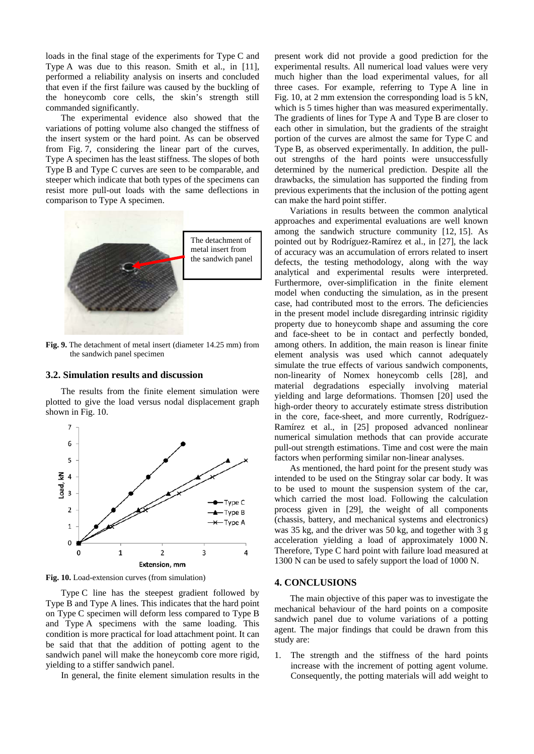loads in the final stage of the experiments for Type C and Type A was due to this reason. Smith et al., in [11], performed a reliability analysis on inserts and concluded that even if the first failure was caused by the buckling of the honeycomb core cells, the skin's strength still commanded significantly.

The experimental evidence also showed that the variations of potting volume also changed the stiffness of the insert system or the hard point. As can be observed from Fig. 7, considering the linear part of the curves, Type A specimen has the least stiffness. The slopes of both Type B and Type C curves are seen to be comparable, and steeper which indicate that both types of the specimens can resist more pull-out loads with the same deflections in comparison to Type A specimen.

**Fig. 9.** The detachment of metal insert (diameter 14.25 mm) from the sandwich panel specimen

### 3.2. Simulation results and discussion

The results from the finite element simulation were plotted to give the load versus nodal displacement graph shown in Fig. 10.

**Fig. 10.** Load-extension curves (from simulation)

Type C line has the steepest gradient followed by Type B and Type A lines. This indicates that the hard point on Type C specimen will deform less compared to Type B and Type A specimens with the same loading. This condition is more practical for load attachment point. It can be said that that the addition of potting agent to the sandwich panel will make the honeycomb core more rigid, yielding to a stiffer sandwich panel.

In general, the finite element simulation results in the present work did not provide a good prediction for the experimental results. All numerical load values were very much higher than the load experimental values, for all three cases. For example, referring to Type A line in Fig. 10, at 2 mm extension the corresponding load is 5 kN, which is 5 times higher than was measured experimentally. The gradients of lines for Type A and Type B are closer to each other in simulation, but the gradients of the straight portion of the curves are almost the same for Type C and Type B, as observed experimentally. In addition, the pull-out strengths of the hard points were unsuccessfully determined by the numerical prediction. Despite all the drawbacks, the simulation has supported the finding from previous experiments that the inclusion of the potting agent can make the hard point stiffer.

Variations in results between the common analytical approaches and experimental evaluations are well known among the sandwich structure community [12, 15]. As pointed out by Rodríguez-Ramírez et al., in [27], the lack of accuracy was an accumulation of errors related to insert defects, the testing methodology, along with the way analytical and experimental results were interpreted. Furthermore, over-simplification in the finite element model when conducting the simulation, as in the present case, had contributed most to the errors. The deficiencies in the present model include disregarding intrinsic rigidity property due to honeycomb shape and assuming the core and face-sheet to be in contact and perfectly bonded, among others. In addition, the main reason is linear finite element analysis was used which cannot adequately simulate the true effects of various sandwich components, non-linearity of Nomex honeycomb cells [28], and material degradations especially involving material yielding and large deformations. Thomsen [20] used the high-order theory to accurately estimate stress distribution in the core, face-sheet, and more currently, Rodríguez-Ramírez et al., in [25] proposed advanced nonlinear numerical simulation methods that can provide accurate pull-out strength estimations. Time and cost were the main factors when performing similar non-linear analyses.

As mentioned, the hard point for the present study was intended to be used on the Stingray solar car body. It was to be used to mount the suspension system of the car, which carried the most load. Following the calculation process given in [29], the weight of all components (chassis, battery, and mechanical systems and electronics) was 35 kg, and the driver was 50 kg, and together with 3 g acceleration yielding a load of approximately 1000 N. Therefore, Type C hard point with failure load measured at 1300 N can be used to safely support the load of 1000 N.

## 4. CONCLUSIONS

The main objective of this paper was to investigate the mechanical behaviour of the hard points on a composite sandwich panel due to volume variations of a potting agent. The major findings that could be drawn from this study are:

1. The strength and the stiffness of the hard points increase with the increment of potting agent volume. Consequently, the potting materials will add weight to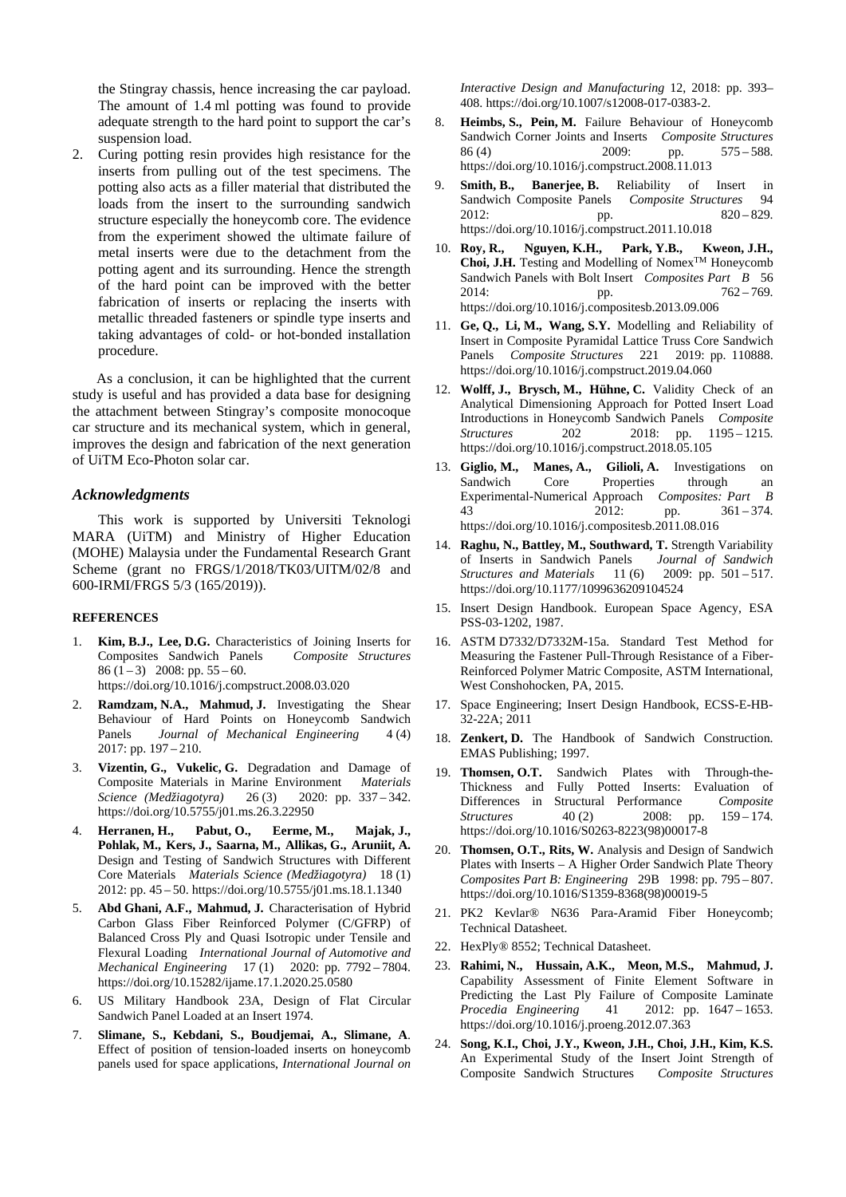the Stingray chassis, hence increasing the car payload. The amount of 1.4 ml potting was found to provide adequate strength to the hard point to support the car's suspension load.

2. Curing potting resin provides high resistance for the inserts from pulling out of the test specimens. The potting also acts as a filler material that distributed the loads from the insert to the surrounding sandwich structure especially the honeycomb core. The evidence from the experiment showed the ultimate failure of metal inserts were due to the detachment from the potting agent and its surrounding. Hence the strength of the hard point can be improved with the better fabrication of inserts or replacing the inserts with metallic threaded fasteners or spindle type inserts and taking advantages of cold- or hot-bonded installation procedure.

As a conclusion, it can be highlighted that the current study is useful and has provided a data base for designing the attachment between Stingray's composite monocoque car structure and its mechanical system, which in general, improves the design and fabrication of the next generation of UiTM Eco-Photon solar car.

### *Acknowledgments*

This work is supported by Universiti Teknologi MARA (UiTM) and Ministry of Higher Education (MOHE) Malaysia under the Fundamental Research Grant Scheme (grant no FRGS/1/2018/TK03/UITM/02/8 and 600-IRMI/FRGS 5/3 (165/2019)).

#### REFERENCES

1. **Kim, B.J., Lee, D.G.** Characteristics of Joining Inserts for Composites Sandwich Panels *Composite Structures* 86 (1 – 3) 2008: pp. 55 – 60. https://doi.org/10.1016/j.compstruct.2008.03.020
2. **Ramdzam, N.A., Mahmud, J.** Investigating the Shear Behaviour of Hard Points on Honeycomb Sandwich Panels *Journal of Mechanical Engineering* 4 (4) 2017: pp. 197 – 210.
3. **Vizentin, G., Vukelic, G.** Degradation and Damage of Composite Materials in Marine Environment *Materials Science (Medžiagotyra)* 26 (3) 2020: pp. 337 – 342. https://doi.org/10.5755/j01.ms.26.3.22950
4. **Herranen, H., Pabut, O., Eerme, M., Majak, J., Pohlak, M., Kers, J., Saarna, M., Allikas, G., Aruniit, A.** Design and Testing of Sandwich Structures with Different Core Materials *Materials Science (Medžiagotyra)* 18 (1) 2012: pp. 45 – 50. https://doi.org/10.5755/j01.ms.18.1.1340
5. **Abd Ghani, A.F., Mahmud, J.** Characterisation of Hybrid Carbon Glass Fiber Reinforced Polymer (C/GFRP) of Balanced Cross Ply and Quasi Isotropic under Tensile and Flexural Loading *International Journal of Automotive and Mechanical Engineering* 17 (1) 2020: pp. 7792 – 7804. https://doi.org/10.15282/ijame.17.1.2020.25.0580
6. US Military Handbook 23A, Design of Flat Circular Sandwich Panel Loaded at an Insert 1974.
7. **Slimane, S., Kebdani, S., Boudjemai, A., Slimane, A**. Effect of position of tension-loaded inserts on honeycomb panels used for space applications, *International Journal on Interactive Design and Manufacturing* 12, 2018: pp. 393–408. https://doi.org/10.1007/s12008-017-0383-2.
8. **Heimbs, S., Pein, M.** Failure Behaviour of Honeycomb Sandwich Corner Joints and Inserts *Composite Structures* 86 (4) 2009: pp. 575 – 588. https://doi.org/10.1016/j.compstruct.2008.11.013
9. **Smith, B., Banerjee, B.** Reliability of Insert in Sandwich Composite Panels *Composite Structures* 94 2012: pp. 820 – 829. https://doi.org/10.1016/j.compstruct.2011.10.018
10. **Roy, R., Nguyen, K.H., Park, Y.B., Kweon, J.H., Choi, J.H.** Testing and Modelling of Nomex™ Honeycomb Sandwich Panels with Bolt Insert *Composites Part B* 56 2014: pp. 762 – 769. https://doi.org/10.1016/j.compositesb.2013.09.006
11. **Ge, Q., Li, M., Wang, S.Y.** Modelling and Reliability of Insert in Composite Pyramidal Lattice Truss Core Sandwich Panels *Composite Structures* 221 2019: pp. 110888. https://doi.org/10.1016/j.compstruct.2019.04.060
12. **Wolff, J., Brysch, M., Hühne, C.** Validity Check of an Analytical Dimensioning Approach for Potted Insert Load Introductions in Honeycomb Sandwich Panels *Composite Structures* 202 2018: pp. 1195 – 1215. https://doi.org/10.1016/j.compstruct.2018.05.105
13. **Giglio, M., Manes, A., Gilioli, A.** Investigations on Sandwich Core Properties through an Experimental-Numerical Approach *Composites: Part B* 43 2012: pp. 361 – 374. https://doi.org/10.1016/j.compositesb.2011.08.016
14. **Raghu, N., Battley, M., Southward, T.** Strength Variability of Inserts in Sandwich Panels *Journal of Sandwich Structures and Materials* 11 (6) 2009: pp. 501 – 517. https://doi.org/10.1177/1099636209104524
15. Insert Design Handbook. European Space Agency, ESA PSS-03-1202, 1987.
16. ASTM D7332/D7332M-15a. Standard Test Method for Measuring the Fastener Pull-Through Resistance of a Fiber-Reinforced Polymer Matric Composite, ASTM International, West Conshohocken, PA, 2015.
17. Space Engineering; Insert Design Handbook, ECSS-E-HB-32-22A; 2011
18. **Zenkert, D.** The Handbook of Sandwich Construction. EMAS Publishing; 1997.
19. **Thomsen, O.T.** Sandwich Plates with Through-the-Thickness and Fully Potted Inserts: Evaluation of Differences in Structural Performance *Composite Structures* 40 (2) 2008: pp. 159 – 174. https://doi.org/10.1016/S0263-8223(98)00017-8
20. **Thomsen, O.T., Rits, W.** Analysis and Design of Sandwich Plates with Inserts – A Higher Order Sandwich Plate Theory *Composites Part B: Engineering* 29B 1998: pp. 795 – 807. https://doi.org/10.1016/S1359-8368(98)00019-5
21. PK2 Kevlar® N636 Para-Aramid Fiber Honeycomb; Technical Datasheet.
22. HexPly® 8552; Technical Datasheet.
23. **Rahimi, N., Hussain, A.K., Meon, M.S., Mahmud, J.** Capability Assessment of Finite Element Software in Predicting the Last Ply Failure of Composite Laminate *Procedia Engineering* 41 2012: pp. 1647 – 1653. https://doi.org/10.1016/j.proeng.2012.07.363
24. **Song, K.I., Choi, J.Y., Kweon, J.H., Choi, J.H., Kim, K.S.** An Experimental Study of the Insert Joint Strength of Composite Sandwich Structures *Composite Structures*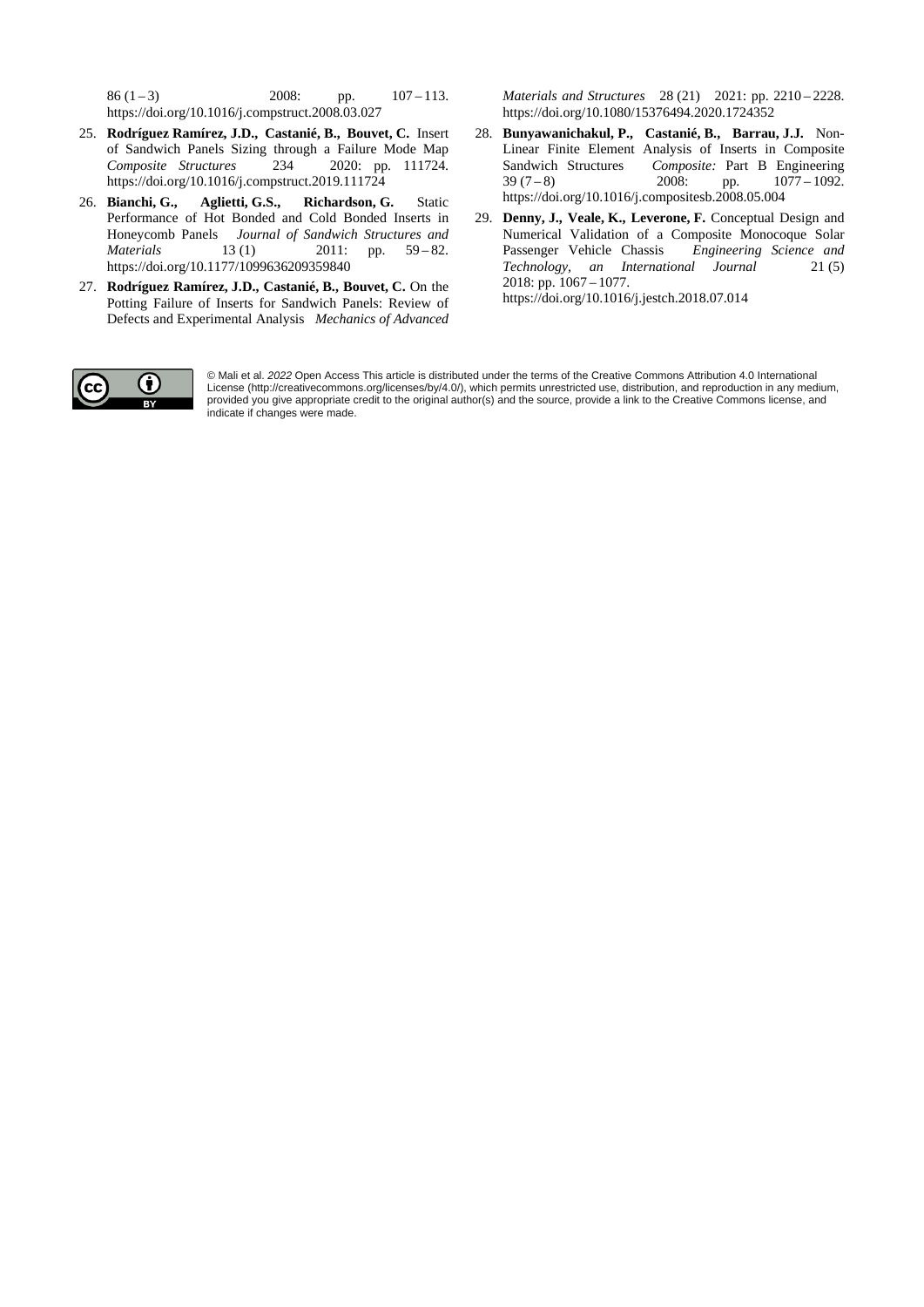86 (1 – 3) 2008: pp. 107 – 113. https://doi.org/10.1016/j.compstruct.2008.03.027

25. **Rodríguez Ramírez, J.D., Castanié, B., Bouvet, C.** Insert of Sandwich Panels Sizing through a Failure Mode Map *Composite Structures* 234 2020: pp. 111724. https://doi.org/10.1016/j.compstruct.2019.111724
26. **Bianchi, G., Aglietti, G.S., Richardson, G.** Static Performance of Hot Bonded and Cold Bonded Inserts in Honeycomb Panels *Journal of Sandwich Structures and Materials* 13 (1) 2011: pp. 59 – 82. https://doi.org/10.1177/1099636209359840
27. **Rodríguez Ramírez, J.D., Castanié, B., Bouvet, C.** On the Potting Failure of Inserts for Sandwich Panels: Review of Defects and Experimental Analysis *Mechanics of Advanced Materials and Structures* 28 (21) 2021: pp. 2210 – 2228. https://doi.org/10.1080/15376494.2020.1724352
28. **Bunyawanichakul, P., Castanié, B., Barrau, J.J.** Non-Linear Finite Element Analysis of Inserts in Composite Sandwich Structures *Composite:* Part B Engineering 39 (7 – 8) 2008: pp. 1077 – 1092. https://doi.org/10.1016/j.compositesb.2008.05.004
29. **Denny, J., Veale, K., Leverone, F.** Conceptual Design and Numerical Validation of a Composite Monocoque Solar Passenger Vehicle Chassis *Engineering Science and Technology, an International Journal* 21 (5) 2018: pp. 1067 – 1077. https://doi.org/10.1016/j.jestch.2018.07.014

© Mali et al. *2022* Open Access This article is distributed under the terms of the Creative Commons Attribution 4.0 International License (http://creativecommons.org/licenses/by/4.0/), which permits unrestricted use, distribution, and reproduction in any medium, provided you give appropriate credit to the original author(s) and the source, provide a link to the Creative Commons license, and indicate if changes were made.